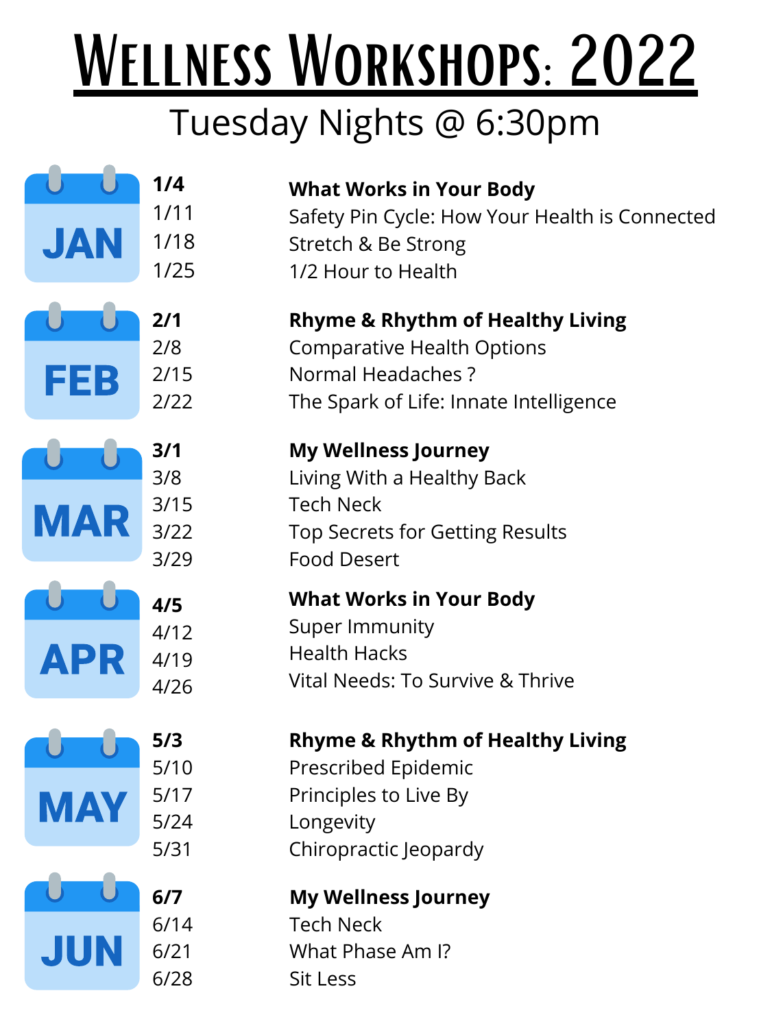# Wellness Workshops: 2022

## Tuesday Nights @ 6:30pm

### JAN

| | |
|---|---|
| **1/4** | **What Works in Your Body** |
| 1/11 | Safety Pin Cycle: How Your Health is Connected |
| 1/18 | Stretch & Be Strong |
| 1/25 | 1/2 Hour to Health |

### FEB

| | |
|---|---|
| **2/1** | **Rhyme & Rhythm of Healthy Living** |
| 2/8 | Comparative Health Options |
| 2/15 | Normal Headaches ? |
| 2/22 | The Spark of Life: Innate Intelligence |

### MAR

| | |
|---|---|
| **3/1** | **My Wellness Journey** |
| 3/8 | Living With a Healthy Back |
| 3/15 | Tech Neck |
| 3/22 | Top Secrets for Getting Results |
| 3/29 | Food Desert |

### APR

| | |
|---|---|
| **4/5** | **What Works in Your Body** |
| 4/12 | Super Immunity |
| 4/19 | Health Hacks |
| 4/26 | Vital Needs: To Survive & Thrive |

### MAY

| | |
|---|---|
| **5/3** | **Rhyme & Rhythm of Healthy Living** |
| 5/10 | Prescribed Epidemic |
| 5/17 | Principles to Live By |
| 5/24 | Longevity |
| 5/31 | Chiropractic Jeopardy |

### JUN

| | |
|---|---|
| **6/7** | **My Wellness Journey** |
| 6/14 | Tech Neck |
| 6/21 | What Phase Am I? |
| 6/28 | Sit Less |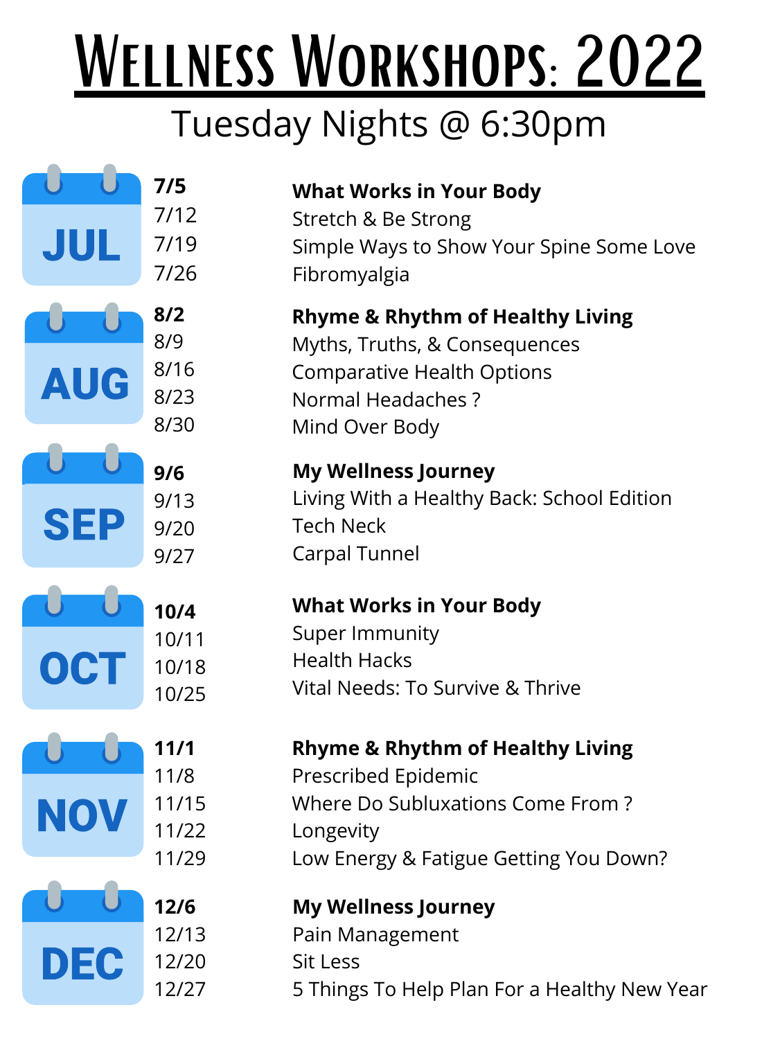# Wellness Workshops: 2022

## Tuesday Nights @ 6:30pm

**JUL**

| | |
|---|---|
| **7/5** | **What Works in Your Body** |
| 7/12 | Stretch & Be Strong |
| 7/19 | Simple Ways to Show Your Spine Some Love |
| 7/26 | Fibromyalgia |

**AUG**

| | |
|---|---|
| **8/2** | **Rhyme & Rhythm of Healthy Living** |
| 8/9 | Myths, Truths, & Consequences |
| 8/16 | Comparative Health Options |
| 8/23 | Normal Headaches ? |
| 8/30 | Mind Over Body |

**SEP**

| | |
|---|---|
| **9/6** | **My Wellness Journey** |
| 9/13 | Living With a Healthy Back: School Edition |
| 9/20 | Tech Neck |
| 9/27 | Carpal Tunnel |

**OCT**

| | |
|---|---|
| **10/4** | **What Works in Your Body** |
| 10/11 | Super Immunity |
| 10/18 | Health Hacks |
| 10/25 | Vital Needs: To Survive & Thrive |

**NOV**

| | |
|---|---|
| **11/1** | **Rhyme & Rhythm of Healthy Living** |
| 11/8 | Prescribed Epidemic |
| 11/15 | Where Do Subluxations Come From ? |
| 11/22 | Longevity |
| 11/29 | Low Energy & Fatigue Getting You Down? |

**DEC**

| | |
|---|---|
| **12/6** | **My Wellness Journey** |
| 12/13 | Pain Management |
| 12/20 | Sit Less |
| 12/27 | 5 Things To Help Plan For a Healthy New Year |